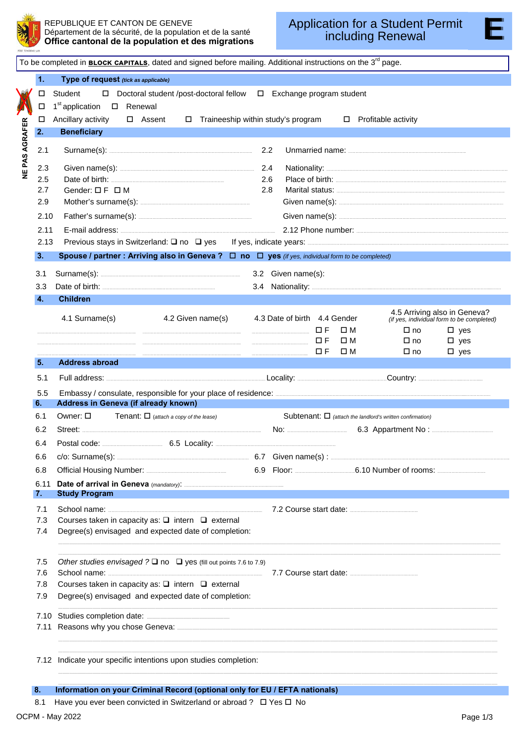REPUBLIQUE ET CANTON DE GENEVE
Département de la sécurité, de la population et de la santé
**Office cantonal de la population et des migrations**

# Application for a Student Permit including Renewal

**E**

To be completed in **BLOCK CAPITALS**, dated and signed before mailing. Additional instructions on the 3rd page.

NE PAS AGRAFER

## 1. Type of request *(tick as applicable)*

☐ Student ☐ Doctoral student /post-doctoral fellow ☐ Exchange program student

☐ 1st application ☐ Renewal

☐ Ancillary activity ☐ Assent ☐ Traineeship within study's program ☐ Profitable activity

## 2. Beneficiary

2.1 Surname(s): ..................... 2.2 Unmarried name: .....................

2.3 Given name(s): ..................... 2.4 Nationality: .....................

2.5 Date of birth: ..................... 2.6 Place of birth: .....................

2.7 Gender: ☐ F ☐ M 2.8 Marital status: .....................

2.9 Mother's surname(s): ..................... Given name(s): .....................

2.10 Father's surname(s): ..................... Given name(s): .....................

2.11 E-mail address: ..................... 2.12 Phone number: .....................

2.13 Previous stays in Switzerland: ☐ no ☐ yes If yes, indicate years: .....................

## 3. Spouse / partner : Arriving also in Geneva ? ☐ no ☐ yes *(if yes, individual form to be completed)*

3.1 Surname(s): ..................... 3.2 Given name(s):

3.3 Date of birth: ..................... 3.4 Nationality: .....................

## 4. Children

| 4.1 Surname(s) | 4.2 Given name(s) | 4.3 Date of birth | 4.4 Gender | | 4.5 Arriving also in Geneva? *(if yes, individual form to be completed)* | |
|---|---|---|---|---|---|---|
| ..................... | ..................... | ..................... | ☐ F | ☐ M | ☐ no | ☐ yes |
| ..................... | ..................... | ..................... | ☐ F | ☐ M | ☐ no | ☐ yes |
| ..................... | ..................... | ..................... | ☐ F | ☐ M | ☐ no | ☐ yes |

## 5. Address abroad

5.1 Full address: ..................... Locality: ..................... Country: .....................

5.5 Embassy / consulate, responsible for your place of residence: .....................

## 6. Address in Geneva (if already known)

6.1 Owner: ☐ Tenant: ☐ *(attach a copy of the lease)* Subtenant: ☐ *(attach the landlord's written confirmation)*

6.2 Street: ..................... No: ..................... 6.3 Appartment No : .....................

6.4 Postal code: ..................... 6.5 Locality: .....................

6.6 c/o: Surname(s): ..................... 6.7 Given name(s) : .....................

6.8 Official Housing Number: ..................... 6.9 Floor: ..................... 6.10 Number of rooms: .....................

6.11 **Date of arrival in Geneva** *(mandatory)*: .....................

## 7. Study Program

7.1 School name: ..................... 7.2 Course start date: .....................

7.3 Courses taken in capacity as: ☐ intern ☐ external

7.4 Degree(s) envisaged and expected date of completion:

.....................

7.5 *Other studies envisaged ?* ☐ no ☐ yes (fill out points 7.6 to 7.9)

7.6 School name: ..................... 7.7 Course start date: .....................

7.8 Courses taken in capacity as: ☐ intern ☐ external

7.9 Degree(s) envisaged and expected date of completion:

.....................

7.10 Studies completion date: .....................

7.11 Reasons why you chose Geneva: .....................

.....................

7.12 Indicate your specific intentions upon studies completion:

.....................

## 8. Information on your Criminal Record (optional only for EU / EFTA nationals)

8.1 Have you ever been convicted in Switzerland or abroad ? ☐ Yes ☐ No

OCPM - May 2022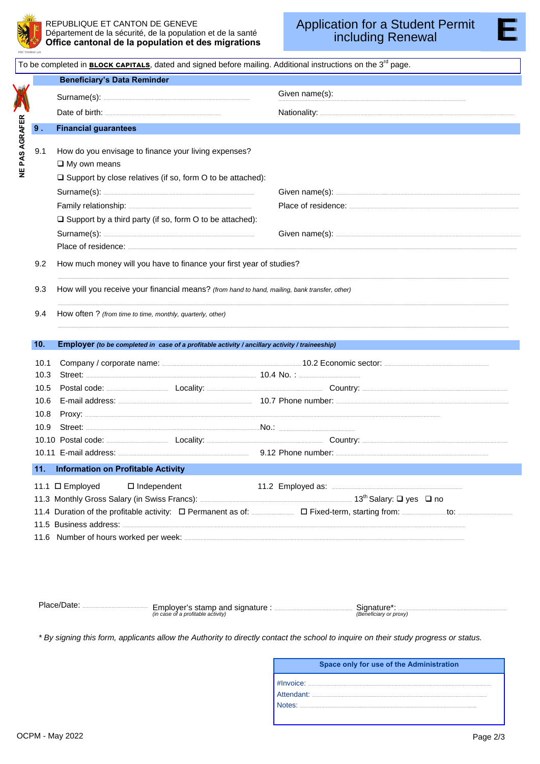REPUBLIQUE ET CANTON DE GENEVE
Département de la sécurité, de la population et de la santé
**Office cantonal de la population et des migrations**

# Application for a Student Permit including Renewal

**E**

To be completed in **BLOCK CAPITALS**, dated and signed before mailing. Additional instructions on the 3rd page.

NE PAS AGRAFER

## Beneficiary's Data Reminder

Surname(s): ..................................... Given name(s): .....................................

Date of birth: ..................................... Nationality: .....................................

## 9 . Financial guarantees

9.1 How do you envisage to finance your living expenses?

❑ My own means

❑ Support by close relatives (if so, form O to be attached):

Surname(s): ..................................... Given name(s): .....................................

Family relationship: ..................................... Place of residence: .....................................

❑ Support by a third party (if so, form O to be attached):

Surname(s): ..................................... Given name(s): .....................................

Place of residence: .....................................

9.2 How much money will you have to finance your first year of studies?

.....................................

9.3 How will you receive your financial means? *(from hand to hand, mailing, bank transfer, other)*

.....................................

9.4 How often ? *(from time to time, monthly, quarterly, other)*

.....................................

## 10. Employer *(to be completed in case of a profitable activity / ancillary activity / traineeship)*

10.1 Company / corporate name: ..................................... 10.2 Economic sector: .....................................

10.3 Street: ..................................... 10.4 No. : .....................................

10.5 Postal code: ..................... Locality: ..................... Country: .....................

10.6 E-mail address: ..................................... 10.7 Phone number: .....................................

10.8 Proxy: .....................................

10.9 Street: ..................................... No.: .....................................

10.10 Postal code: ..................... Locality: ..................... Country: .....................

10.11 E-mail address: ..................................... 9.12 Phone number: .....................................

## 11. Information on Profitable Activity

11.1 ☐ Employed ☐ Independent 11.2 Employed as: .....................................

11.3 Monthly Gross Salary (in Swiss Francs): ..................................... 13th Salary: ❑ yes ❑ no

11.4 Duration of the profitable activity: ☐ Permanent as of: ..................... ☐ Fixed-term, starting from: ..................... to: .....................

11.5 Business address: .....................................

11.6 Number of hours worked per week: .....................................

Place/Date: ..................... Employer's stamp and signature : ..................... *(in case of a profitable activity)* Signature*: ..................... *(Beneficiary or proxy)*

*\* By signing this form, applicants allow the Authority to directly contact the school to inquire on their study progress or status.*

**Space only for use of the Administration**

#Invoice: .....................................

Attendant: .....................................

Notes: .....................................

OCPM - May 2022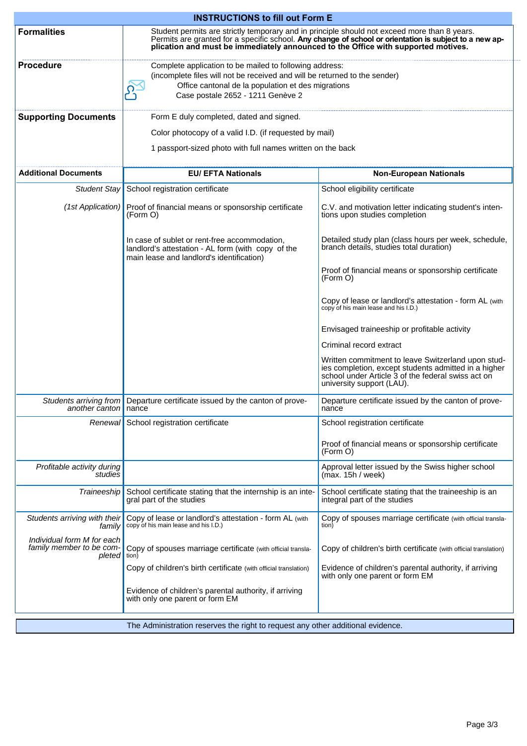## INSTRUCTIONS to fill out Form E

| | |
|---|---|
| **Formalities** | Student permits are strictly temporary and in principle should not exceed more than 8 years. Permits are granted for a specific school. **Any change of school or orientation is subject to a new application and must be immediately announced to the Office with supported motives.** |
| **Procedure** | Complete application to be mailed to following address:<br>(incomplete files will not be received and will be returned to the sender)<br>Office cantonal de la population et des migrations<br>Case postale 2652 - 1211 Genève 2 |
| **Supporting Documents** | Form E duly completed, dated and signed.<br>Color photocopy of a valid I.D. (if requested by mail)<br>1 passport-sized photo with full names written on the back |

| **Additional Documents** | **EU/ EFTA Nationals** | **Non-European Nationals** |
|---|---|---|
| *Student Stay (1st Application)* | School registration certificate<br>Proof of financial means or sponsorship certificate (Form O)<br>In case of sublet or rent-free accommodation, landlord's attestation - AL form (with copy of the main lease and landlord's identification) | School eligibility certificate<br>C.V. and motivation letter indicating student's intentions upon studies completion<br>Detailed study plan (class hours per week, schedule, branch details, studies total duration)<br>Proof of financial means or sponsorship certificate (Form O)<br>Copy of lease or landlord's attestation - form AL (with copy of his main lease and his I.D.)<br>Envisaged traineeship or profitable activity<br>Criminal record extract<br>Written commitment to leave Switzerland upon studies completion, except students admitted in a higher school under Article 3 of the federal swiss act on university support (LAU). |
| *Students arriving from another canton* | Departure certificate issued by the canton of provenance | Departure certificate issued by the canton of provenance |
| *Renewal* | School registration certificate | School registration certificate<br>Proof of financial means or sponsorship certificate (Form O) |
| *Profitable activity during studies* | | Approval letter issued by the Swiss higher school (max. 15h / week) |
| *Traineeship* | School certificate stating that the internship is an integral part of the studies | School certificate stating that the traineeship is an integral part of the studies |
| *Students arriving with their family*<br>*Individual form M for each family member to be completed* | Copy of lease or landlord's attestation - form AL (with copy of his main lease and his I.D.)<br>Copy of spouses marriage certificate (with official translation)<br>Copy of children's birth certificate (with official translation)<br>Evidence of children's parental authority, if arriving with only one parent or form EM | Copy of spouses marriage certificate (with official translation)<br>Copy of children's birth certificate (with official translation)<br>Evidence of children's parental authority, if arriving with only one parent or form EM |

The Administration reserves the right to request any other additional evidence.